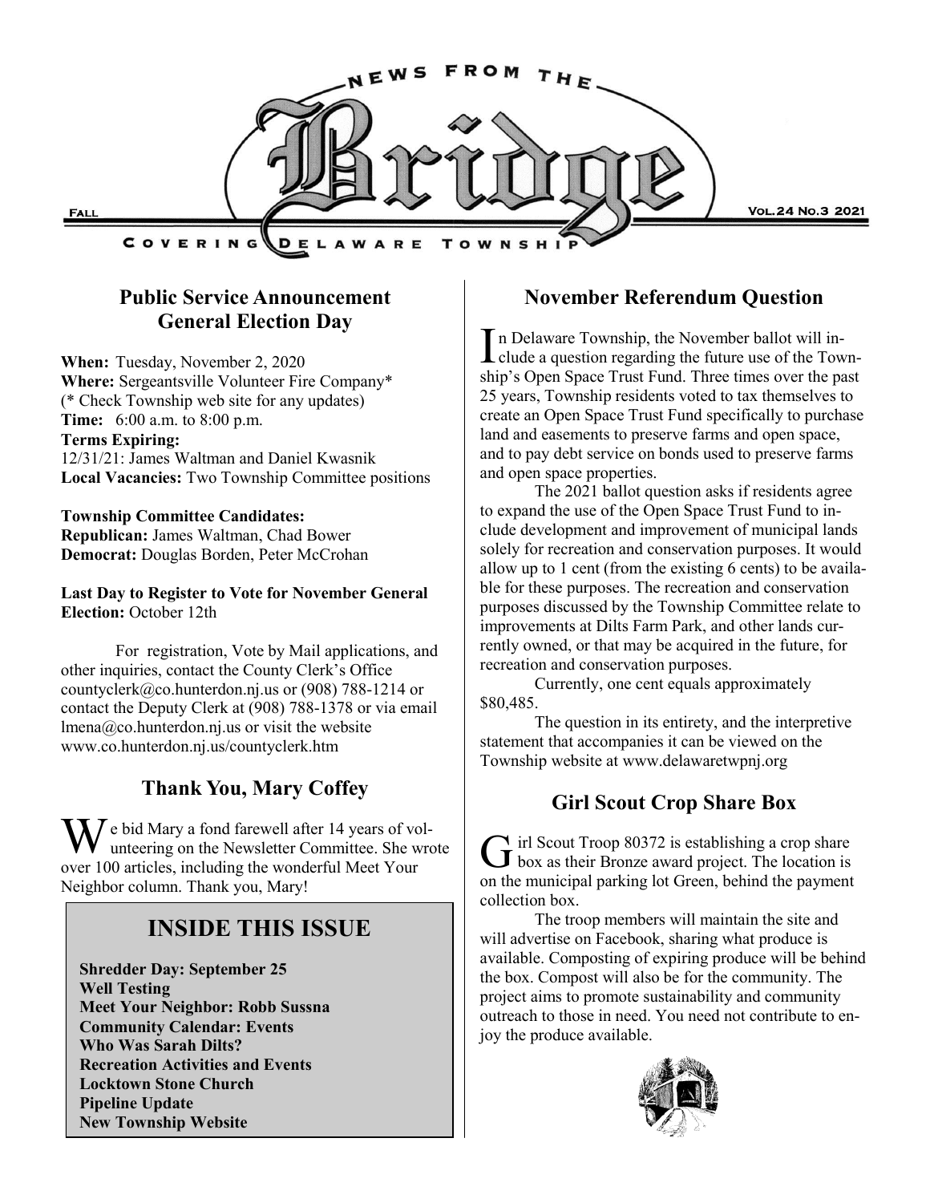# News from the Bridge

Covering Delaware Township

Fall — Vol. 24 No. 3 2021

## Public Service Announcement General Election Day

**When:** Tuesday, November 2, 2020
**Where:** Sergeantsville Volunteer Fire Company*
(* Check Township web site for any updates)
**Time:** 6:00 a.m. to 8:00 p.m.
**Terms Expiring:**
12/31/21: James Waltman and Daniel Kwasnik
**Local Vacancies:** Two Township Committee positions

**Township Committee Candidates:**
**Republican:** James Waltman, Chad Bower
**Democrat:** Douglas Borden, Peter McCrohan

**Last Day to Register to Vote for November General Election:** October 12th

For registration, Vote by Mail applications, and other inquiries, contact the County Clerk's Office countyclerk@co.hunterdon.nj.us or (908) 788-1214 or contact the Deputy Clerk at (908) 788-1378 or via email lmena@co.hunterdon.nj.us or visit the website www.co.hunterdon.nj.us/countyclerk.htm

## Thank You, Mary Coffey

We bid Mary a fond farewell after 14 years of volunteering on the Newsletter Committee. She wrote over 100 articles, including the wonderful Meet Your Neighbor column. Thank you, Mary!

## INSIDE THIS ISSUE

**Shredder Day: September 25**
**Well Testing**
**Meet Your Neighbor: Robb Sussna**
**Community Calendar: Events**
**Who Was Sarah Dilts?**
**Recreation Activities and Events**
**Locktown Stone Church**
**Pipeline Update**
**New Township Website**

## November Referendum Question

In Delaware Township, the November ballot will include a question regarding the future use of the Township's Open Space Trust Fund. Three times over the past 25 years, Township residents voted to tax themselves to create an Open Space Trust Fund specifically to purchase land and easements to preserve farms and open space, and to pay debt service on bonds used to preserve farms and open space properties.

The 2021 ballot question asks if residents agree to expand the use of the Open Space Trust Fund to include development and improvement of municipal lands solely for recreation and conservation purposes. It would allow up to 1 cent (from the existing 6 cents) to be available for these purposes. The recreation and conservation purposes discussed by the Township Committee relate to improvements at Dilts Farm Park, and other lands currently owned, or that may be acquired in the future, for recreation and conservation purposes.

Currently, one cent equals approximately $80,485.

The question in its entirety, and the interpretive statement that accompanies it can be viewed on the Township website at www.delawaretwpnj.org

## Girl Scout Crop Share Box

Girl Scout Troop 80372 is establishing a crop share box as their Bronze award project. The location is on the municipal parking lot Green, behind the payment collection box.

The troop members will maintain the site and will advertise on Facebook, sharing what produce is available. Composting of expiring produce will be behind the box. Compost will also be for the community. The project aims to promote sustainability and community outreach to those in need. You need not contribute to enjoy the produce available.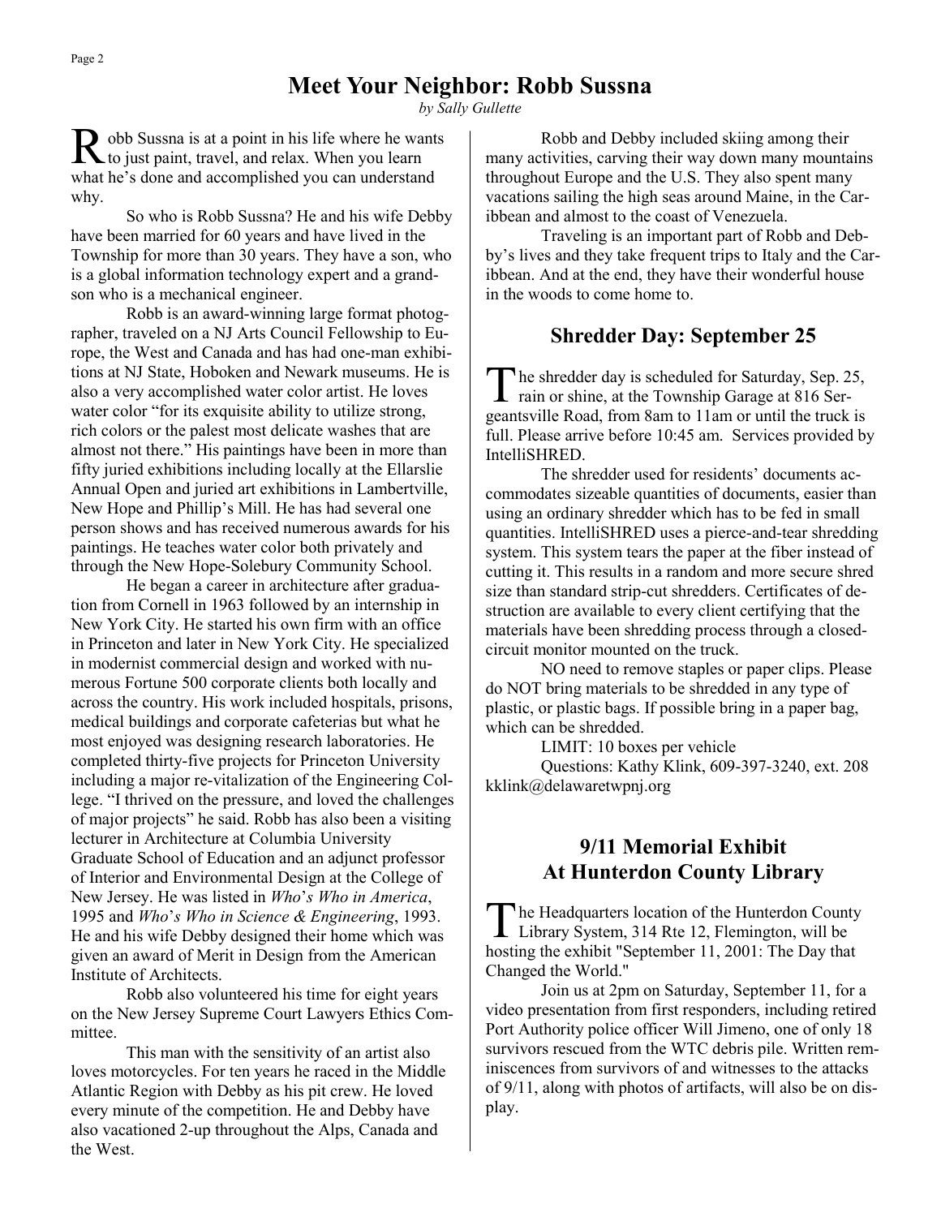## Meet Your Neighbor: Robb Sussna

*by Sally Gullette*

Robb Sussna is at a point in his life where he wants to just paint, travel, and relax. When you learn what he's done and accomplished you can understand why.

So who is Robb Sussna? He and his wife Debby have been married for 60 years and have lived in the Township for more than 30 years. They have a son, who is a global information technology expert and a grandson who is a mechanical engineer.

Robb is an award-winning large format photographer, traveled on a NJ Arts Council Fellowship to Europe, the West and Canada and has had one-man exhibitions at NJ State, Hoboken and Newark museums. He is also a very accomplished water color artist. He loves water color "for its exquisite ability to utilize strong, rich colors or the palest most delicate washes that are almost not there." His paintings have been in more than fifty juried exhibitions including locally at the Ellarslie Annual Open and juried art exhibitions in Lambertville, New Hope and Phillip's Mill. He has had several one person shows and has received numerous awards for his paintings. He teaches water color both privately and through the New Hope-Solebury Community School.

He began a career in architecture after graduation from Cornell in 1963 followed by an internship in New York City. He started his own firm with an office in Princeton and later in New York City. He specialized in modernist commercial design and worked with numerous Fortune 500 corporate clients both locally and across the country. His work included hospitals, prisons, medical buildings and corporate cafeterias but what he most enjoyed was designing research laboratories. He completed thirty-five projects for Princeton University including a major re-vitalization of the Engineering College. "I thrived on the pressure, and loved the challenges of major projects" he said. Robb has also been a visiting lecturer in Architecture at Columbia University Graduate School of Education and an adjunct professor of Interior and Environmental Design at the College of New Jersey. He was listed in *Who's Who in America*, 1995 and *Who's Who in Science & Engineering*, 1993. He and his wife Debby designed their home which was given an award of Merit in Design from the American Institute of Architects.

Robb also volunteered his time for eight years on the New Jersey Supreme Court Lawyers Ethics Committee.

This man with the sensitivity of an artist also loves motorcycles. For ten years he raced in the Middle Atlantic Region with Debby as his pit crew. He loved every minute of the competition. He and Debby have also vacationed 2-up throughout the Alps, Canada and the West.

Robb and Debby included skiing among their many activities, carving their way down many mountains throughout Europe and the U.S. They also spent many vacations sailing the high seas around Maine, in the Caribbean and almost to the coast of Venezuela.

Traveling is an important part of Robb and Debby's lives and they take frequent trips to Italy and the Caribbean. And at the end, they have their wonderful house in the woods to come home to.

## Shredder Day: September 25

The shredder day is scheduled for Saturday, Sep. 25, rain or shine, at the Township Garage at 816 Sergeantsville Road, from 8am to 11am or until the truck is full. Please arrive before 10:45 am. Services provided by IntelliSHRED.

The shredder used for residents' documents accommodates sizeable quantities of documents, easier than using an ordinary shredder which has to be fed in small quantities. IntelliSHRED uses a pierce-and-tear shredding system. This system tears the paper at the fiber instead of cutting it. This results in a random and more secure shred size than standard strip-cut shredders. Certificates of destruction are available to every client certifying that the materials have been shredding process through a closed-circuit monitor mounted on the truck.

NO need to remove staples or paper clips. Please do NOT bring materials to be shredded in any type of plastic, or plastic bags. If possible bring in a paper bag, which can be shredded.

LIMIT: 10 boxes per vehicle

Questions: Kathy Klink, 609-397-3240, ext. 208 kklink@delawaretwpnj.org

## 9/11 Memorial Exhibit At Hunterdon County Library

The Headquarters location of the Hunterdon County Library System, 314 Rte 12, Flemington, will be hosting the exhibit "September 11, 2001: The Day that Changed the World."

Join us at 2pm on Saturday, September 11, for a video presentation from first responders, including retired Port Authority police officer Will Jimeno, one of only 18 survivors rescued from the WTC debris pile. Written reminiscences from survivors of and witnesses to the attacks of 9/11, along with photos of artifacts, will also be on display.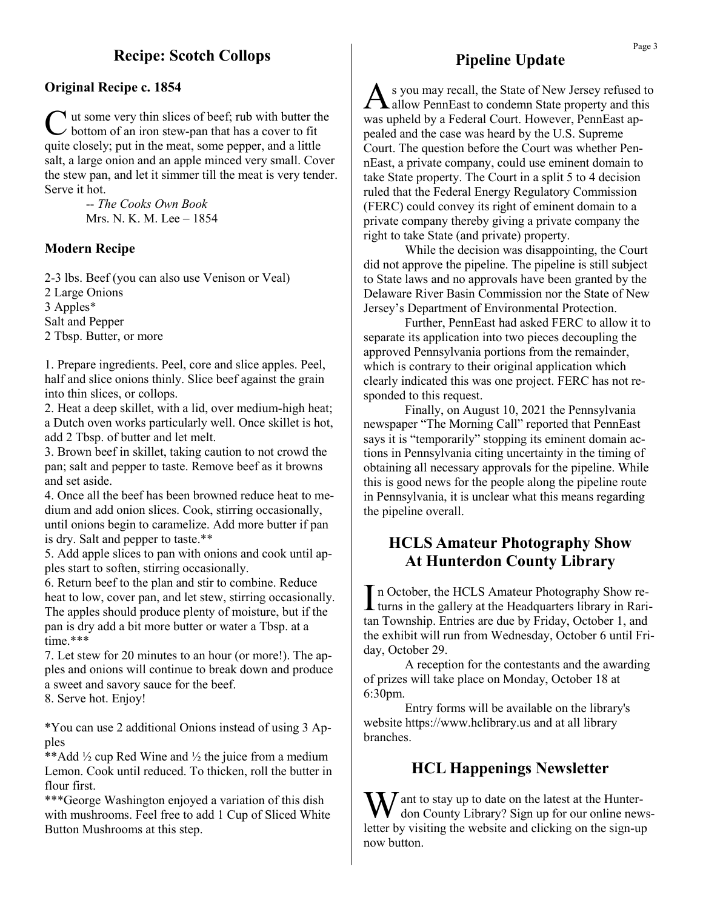## Recipe: Scotch Collops

### Original Recipe c. 1854

Cut some very thin slices of beef; rub with butter the bottom of an iron stew-pan that has a cover to fit quite closely; put in the meat, some pepper, and a little salt, a large onion and an apple minced very small. Cover the stew pan, and let it simmer till the meat is very tender. Serve it hot.

-- *The Cooks Own Book*
Mrs. N. K. M. Lee – 1854

### Modern Recipe

2-3 lbs. Beef (you can also use Venison or Veal)
2 Large Onions
3 Apples*
Salt and Pepper
2 Tbsp. Butter, or more

1. Prepare ingredients. Peel, core and slice apples. Peel, half and slice onions thinly. Slice beef against the grain into thin slices, or collops.
2. Heat a deep skillet, with a lid, over medium-high heat; a Dutch oven works particularly well. Once skillet is hot, add 2 Tbsp. of butter and let melt.
3. Brown beef in skillet, taking caution to not crowd the pan; salt and pepper to taste. Remove beef as it browns and set aside.
4. Once all the beef has been browned reduce heat to medium and add onion slices. Cook, stirring occasionally, until onions begin to caramelize. Add more butter if pan is dry. Salt and pepper to taste.**
5. Add apple slices to pan with onions and cook until apples start to soften, stirring occasionally.
6. Return beef to the plan and stir to combine. Reduce heat to low, cover pan, and let stew, stirring occasionally. The apples should produce plenty of moisture, but if the pan is dry add a bit more butter or water a Tbsp. at a time.***
7. Let stew for 20 minutes to an hour (or more!). The apples and onions will continue to break down and produce a sweet and savory sauce for the beef.
8. Serve hot. Enjoy!

*You can use 2 additional Onions instead of using 3 Apples

**Add ½ cup Red Wine and ½ the juice from a medium Lemon. Cook until reduced. To thicken, roll the butter in flour first.

***George Washington enjoyed a variation of this dish with mushrooms. Feel free to add 1 Cup of Sliced White Button Mushrooms at this step.

## Pipeline Update

As you may recall, the State of New Jersey refused to allow PennEast to condemn State property and this was upheld by a Federal Court. However, PennEast appealed and the case was heard by the U.S. Supreme Court. The question before the Court was whether PennEast, a private company, could use eminent domain to take State property. The Court in a split 5 to 4 decision ruled that the Federal Energy Regulatory Commission (FERC) could convey its right of eminent domain to a private company thereby giving a private company the right to take State (and private) property.

While the decision was disappointing, the Court did not approve the pipeline. The pipeline is still subject to State laws and no approvals have been granted by the Delaware River Basin Commission nor the State of New Jersey's Department of Environmental Protection.

Further, PennEast had asked FERC to allow it to separate its application into two pieces decoupling the approved Pennsylvania portions from the remainder, which is contrary to their original application which clearly indicated this was one project. FERC has not responded to this request.

Finally, on August 10, 2021 the Pennsylvania newspaper "The Morning Call" reported that PennEast says it is "temporarily" stopping its eminent domain actions in Pennsylvania citing uncertainty in the timing of obtaining all necessary approvals for the pipeline. While this is good news for the people along the pipeline route in Pennsylvania, it is unclear what this means regarding the pipeline overall.

## HCLS Amateur Photography Show At Hunterdon County Library

In October, the HCLS Amateur Photography Show returns in the gallery at the Headquarters library in Raritan Township. Entries are due by Friday, October 1, and the exhibit will run from Wednesday, October 6 until Friday, October 29.

A reception for the contestants and the awarding of prizes will take place on Monday, October 18 at 6:30pm.

Entry forms will be available on the library's website https://www.hclibrary.us and at all library branches.

## HCL Happenings Newsletter

Want to stay up to date on the latest at the Hunterdon County Library? Sign up for our online newsletter by visiting the website and clicking on the sign-up now button.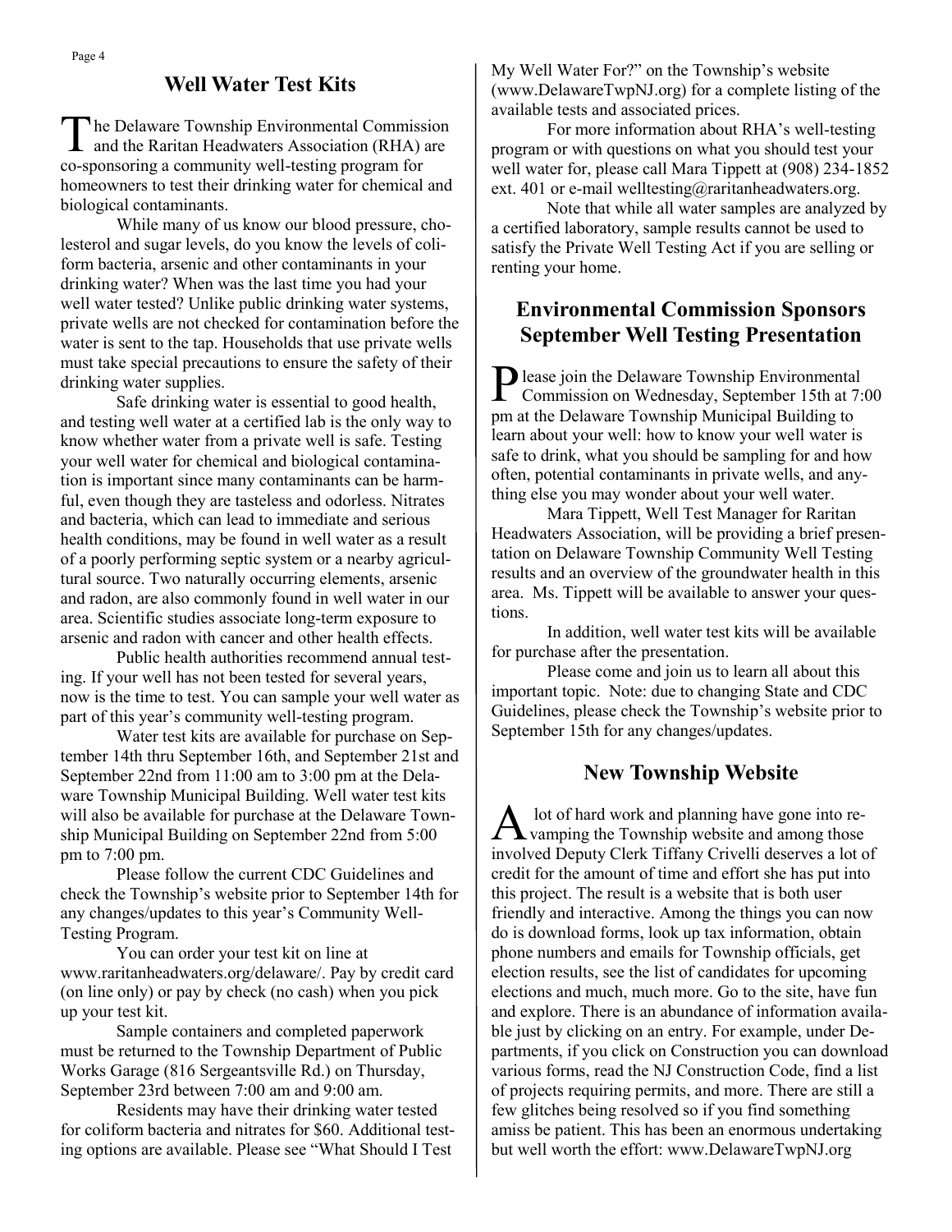## Well Water Test Kits

The Delaware Township Environmental Commission and the Raritan Headwaters Association (RHA) are co-sponsoring a community well-testing program for homeowners to test their drinking water for chemical and biological contaminants.

While many of us know our blood pressure, cholesterol and sugar levels, do you know the levels of coliform bacteria, arsenic and other contaminants in your drinking water? When was the last time you had your well water tested? Unlike public drinking water systems, private wells are not checked for contamination before the water is sent to the tap. Households that use private wells must take special precautions to ensure the safety of their drinking water supplies.

Safe drinking water is essential to good health, and testing well water at a certified lab is the only way to know whether water from a private well is safe. Testing your well water for chemical and biological contamination is important since many contaminants can be harmful, even though they are tasteless and odorless. Nitrates and bacteria, which can lead to immediate and serious health conditions, may be found in well water as a result of a poorly performing septic system or a nearby agricultural source. Two naturally occurring elements, arsenic and radon, are also commonly found in well water in our area. Scientific studies associate long-term exposure to arsenic and radon with cancer and other health effects.

Public health authorities recommend annual testing. If your well has not been tested for several years, now is the time to test. You can sample your well water as part of this year's community well-testing program.

Water test kits are available for purchase on September 14th thru September 16th, and September 21st and September 22nd from 11:00 am to 3:00 pm at the Delaware Township Municipal Building. Well water test kits will also be available for purchase at the Delaware Township Municipal Building on September 22nd from 5:00 pm to 7:00 pm.

Please follow the current CDC Guidelines and check the Township's website prior to September 14th for any changes/updates to this year's Community Well-Testing Program.

You can order your test kit on line at www.raritanheadwaters.org/delaware/. Pay by credit card (on line only) or pay by check (no cash) when you pick up your test kit.

Sample containers and completed paperwork must be returned to the Township Department of Public Works Garage (816 Sergeantsville Rd.) on Thursday, September 23rd between 7:00 am and 9:00 am.

Residents may have their drinking water tested for coliform bacteria and nitrates for $60. Additional testing options are available. Please see "What Should I Test My Well Water For?" on the Township's website (www.DelawareTwpNJ.org) for a complete listing of the available tests and associated prices.

For more information about RHA's well-testing program or with questions on what you should test your well water for, please call Mara Tippett at (908) 234-1852 ext. 401 or e-mail welltesting@raritanheadwaters.org.

Note that while all water samples are analyzed by a certified laboratory, sample results cannot be used to satisfy the Private Well Testing Act if you are selling or renting your home.

## Environmental Commission Sponsors September Well Testing Presentation

Please join the Delaware Township Environmental Commission on Wednesday, September 15th at 7:00 pm at the Delaware Township Municipal Building to learn about your well: how to know your well water is safe to drink, what you should be sampling for and how often, potential contaminants in private wells, and anything else you may wonder about your well water.

Mara Tippett, Well Test Manager for Raritan Headwaters Association, will be providing a brief presentation on Delaware Township Community Well Testing results and an overview of the groundwater health in this area. Ms. Tippett will be available to answer your questions.

In addition, well water test kits will be available for purchase after the presentation.

Please come and join us to learn all about this important topic. Note: due to changing State and CDC Guidelines, please check the Township's website prior to September 15th for any changes/updates.

## New Township Website

A lot of hard work and planning have gone into revamping the Township website and among those involved Deputy Clerk Tiffany Crivelli deserves a lot of credit for the amount of time and effort she has put into this project. The result is a website that is both user friendly and interactive. Among the things you can now do is download forms, look up tax information, obtain phone numbers and emails for Township officials, get election results, see the list of candidates for upcoming elections and much, much more. Go to the site, have fun and explore. There is an abundance of information available just by clicking on an entry. For example, under Departments, if you click on Construction you can download various forms, read the NJ Construction Code, find a list of projects requiring permits, and more. There are still a few glitches being resolved so if you find something amiss be patient. This has been an enormous undertaking but well worth the effort: www.DelawareTwpNJ.org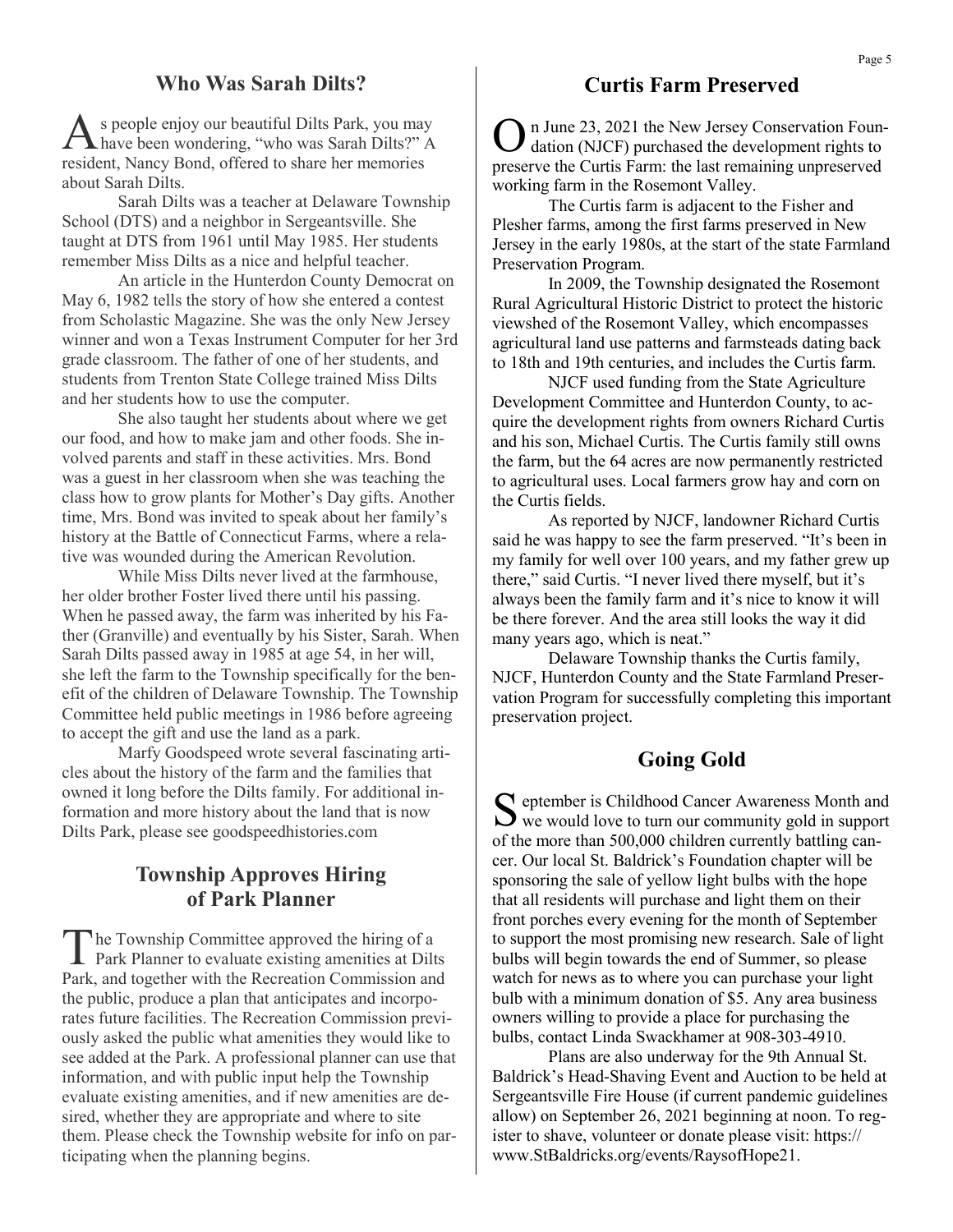## Who Was Sarah Dilts?

As people enjoy our beautiful Dilts Park, you may have been wondering, "who was Sarah Dilts?" A resident, Nancy Bond, offered to share her memories about Sarah Dilts.

Sarah Dilts was a teacher at Delaware Township School (DTS) and a neighbor in Sergeantsville. She taught at DTS from 1961 until May 1985. Her students remember Miss Dilts as a nice and helpful teacher.

An article in the Hunterdon County Democrat on May 6, 1982 tells the story of how she entered a contest from Scholastic Magazine. She was the only New Jersey winner and won a Texas Instrument Computer for her 3rd grade classroom. The father of one of her students, and students from Trenton State College trained Miss Dilts and her students how to use the computer.

She also taught her students about where we get our food, and how to make jam and other foods. She involved parents and staff in these activities. Mrs. Bond was a guest in her classroom when she was teaching the class how to grow plants for Mother's Day gifts. Another time, Mrs. Bond was invited to speak about her family's history at the Battle of Connecticut Farms, where a relative was wounded during the American Revolution.

While Miss Dilts never lived at the farmhouse, her older brother Foster lived there until his passing. When he passed away, the farm was inherited by his Father (Granville) and eventually by his Sister, Sarah. When Sarah Dilts passed away in 1985 at age 54, in her will, she left the farm to the Township specifically for the benefit of the children of Delaware Township. The Township Committee held public meetings in 1986 before agreeing to accept the gift and use the land as a park.

Marfy Goodspeed wrote several fascinating articles about the history of the farm and the families that owned it long before the Dilts family. For additional information and more history about the land that is now Dilts Park, please see goodspeedhistories.com

## Township Approves Hiring of Park Planner

The Township Committee approved the hiring of a Park Planner to evaluate existing amenities at Dilts Park, and together with the Recreation Commission and the public, produce a plan that anticipates and incorporates future facilities. The Recreation Commission previously asked the public what amenities they would like to see added at the Park. A professional planner can use that information, and with public input help the Township evaluate existing amenities, and if new amenities are desired, whether they are appropriate and where to site them. Please check the Township website for info on participating when the planning begins.

## Curtis Farm Preserved

On June 23, 2021 the New Jersey Conservation Foundation (NJCF) purchased the development rights to preserve the Curtis Farm: the last remaining unpreserved working farm in the Rosemont Valley.

The Curtis farm is adjacent to the Fisher and Plesher farms, among the first farms preserved in New Jersey in the early 1980s, at the start of the state Farmland Preservation Program.

In 2009, the Township designated the Rosemont Rural Agricultural Historic District to protect the historic viewshed of the Rosemont Valley, which encompasses agricultural land use patterns and farmsteads dating back to 18th and 19th centuries, and includes the Curtis farm.

NJCF used funding from the State Agriculture Development Committee and Hunterdon County, to acquire the development rights from owners Richard Curtis and his son, Michael Curtis. The Curtis family still owns the farm, but the 64 acres are now permanently restricted to agricultural uses. Local farmers grow hay and corn on the Curtis fields.

As reported by NJCF, landowner Richard Curtis said he was happy to see the farm preserved. "It's been in my family for well over 100 years, and my father grew up there," said Curtis. "I never lived there myself, but it's always been the family farm and it's nice to know it will be there forever. And the area still looks the way it did many years ago, which is neat."

Delaware Township thanks the Curtis family, NJCF, Hunterdon County and the State Farmland Preservation Program for successfully completing this important preservation project.

## Going Gold

September is Childhood Cancer Awareness Month and we would love to turn our community gold in support of the more than 500,000 children currently battling cancer. Our local St. Baldrick's Foundation chapter will be sponsoring the sale of yellow light bulbs with the hope that all residents will purchase and light them on their front porches every evening for the month of September to support the most promising new research. Sale of light bulbs will begin towards the end of Summer, so please watch for news as to where you can purchase your light bulb with a minimum donation of $5. Any area business owners willing to provide a place for purchasing the bulbs, contact Linda Swackhamer at 908-303-4910.

Plans are also underway for the 9th Annual St. Baldrick's Head-Shaving Event and Auction to be held at Sergeantsville Fire House (if current pandemic guidelines allow) on September 26, 2021 beginning at noon. To register to shave, volunteer or donate please visit: https://www.StBaldricks.org/events/RaysofHope21.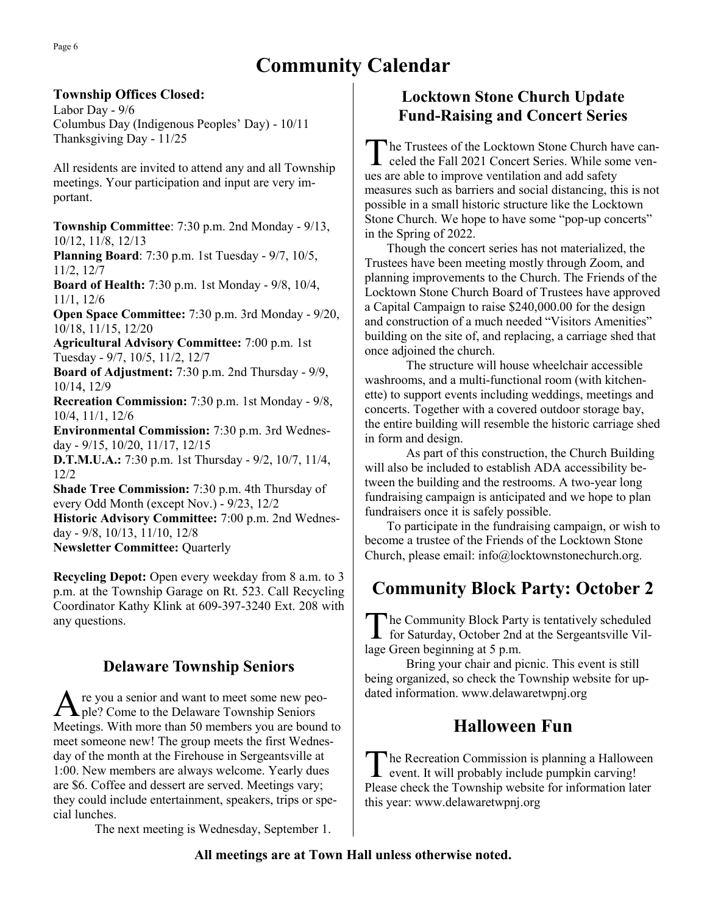# Community Calendar

**Township Offices Closed:**
Labor Day - 9/6
Columbus Day (Indigenous Peoples' Day) - 10/11
Thanksgiving Day - 11/25

All residents are invited to attend any and all Township meetings. Your participation and input are very important.

**Township Committee**: 7:30 p.m. 2nd Monday - 9/13, 10/12, 11/8, 12/13
**Planning Board**: 7:30 p.m. 1st Tuesday - 9/7, 10/5, 11/2, 12/7
**Board of Health:** 7:30 p.m. 1st Monday - 9/8, 10/4, 11/1, 12/6
**Open Space Committee:** 7:30 p.m. 3rd Monday - 9/20, 10/18, 11/15, 12/20
**Agricultural Advisory Committee:** 7:00 p.m. 1st Tuesday - 9/7, 10/5, 11/2, 12/7
**Board of Adjustment:** 7:30 p.m. 2nd Thursday - 9/9, 10/14, 12/9
**Recreation Commission:** 7:30 p.m. 1st Monday - 9/8, 10/4, 11/1, 12/6
**Environmental Commission:** 7:30 p.m. 3rd Wednesday - 9/15, 10/20, 11/17, 12/15
**D.T.M.U.A.:** 7:30 p.m. 1st Thursday - 9/2, 10/7, 11/4, 12/2
**Shade Tree Commission:** 7:30 p.m. 4th Thursday of every Odd Month (except Nov.) - 9/23, 12/2
**Historic Advisory Committee:** 7:00 p.m. 2nd Wednesday - 9/8, 10/13, 11/10, 12/8
**Newsletter Committee:** Quarterly

**Recycling Depot:** Open every weekday from 8 a.m. to 3 p.m. at the Township Garage on Rt. 523. Call Recycling Coordinator Kathy Klink at 609-397-3240 Ext. 208 with any questions.

## Delaware Township Seniors

Are you a senior and want to meet some new people? Come to the Delaware Township Seniors Meetings. With more than 50 members you are bound to meet someone new! The group meets the first Wednesday of the month at the Firehouse in Sergeantsville at 1:00. New members are always welcome. Yearly dues are $6. Coffee and dessert are served. Meetings vary; they could include entertainment, speakers, trips or special lunches.

The next meeting is Wednesday, September 1.

## Locktown Stone Church Update Fund-Raising and Concert Series

The Trustees of the Locktown Stone Church have canceled the Fall 2021 Concert Series. While some venues are able to improve ventilation and add safety measures such as barriers and social distancing, this is not possible in a small historic structure like the Locktown Stone Church. We hope to have some "pop-up concerts" in the Spring of 2022.

Though the concert series has not materialized, the Trustees have been meeting mostly through Zoom, and planning improvements to the Church. The Friends of the Locktown Stone Church Board of Trustees have approved a Capital Campaign to raise $240,000.00 for the design and construction of a much needed "Visitors Amenities" building on the site of, and replacing, a carriage shed that once adjoined the church.

The structure will house wheelchair accessible washrooms, and a multi-functional room (with kitchenette) to support events including weddings, meetings and concerts. Together with a covered outdoor storage bay, the entire building will resemble the historic carriage shed in form and design.

As part of this construction, the Church Building will also be included to establish ADA accessibility between the building and the restrooms. A two-year long fundraising campaign is anticipated and we hope to plan fundraisers once it is safely possible.

To participate in the fundraising campaign, or wish to become a trustee of the Friends of the Locktown Stone Church, please email: info@locktownstonechurch.org.

## Community Block Party: October 2

The Community Block Party is tentatively scheduled for Saturday, October 2nd at the Sergeantsville Village Green beginning at 5 p.m.

Bring your chair and picnic. This event is still being organized, so check the Township website for updated information. www.delawaretwpnj.org

## Halloween Fun

The Recreation Commission is planning a Halloween event. It will probably include pumpkin carving! Please check the Township website for information later this year: www.delawaretwpnj.org

**All meetings are at Town Hall unless otherwise noted.**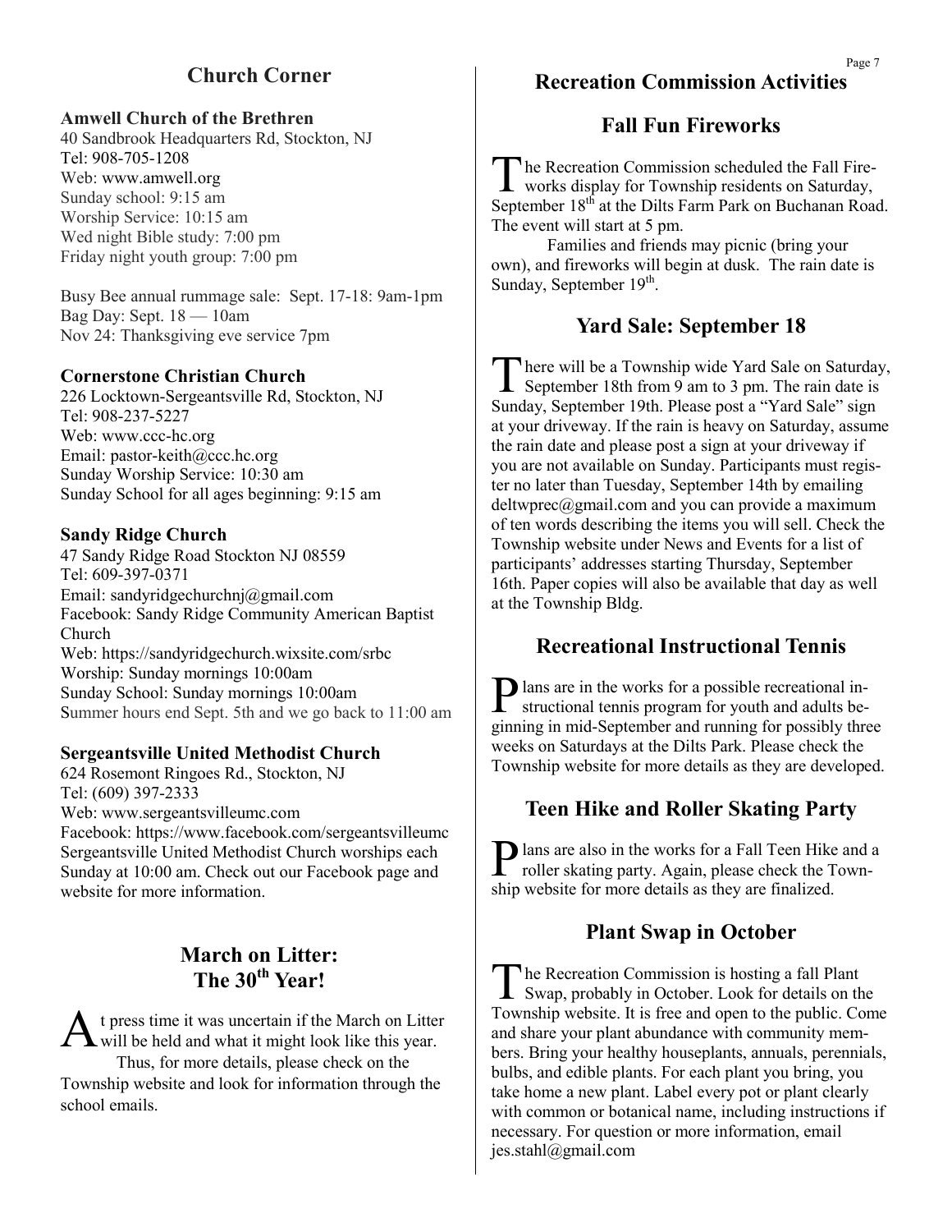## Church Corner

**Amwell Church of the Brethren**
40 Sandbrook Headquarters Rd, Stockton, NJ
Tel: 908-705-1208
Web: www.amwell.org
Sunday school: 9:15 am
Worship Service: 10:15 am
Wed night Bible study: 7:00 pm
Friday night youth group: 7:00 pm

Busy Bee annual rummage sale: Sept. 17-18: 9am-1pm
Bag Day: Sept. 18 — 10am
Nov 24: Thanksgiving eve service 7pm

**Cornerstone Christian Church**
226 Locktown-Sergeantsville Rd, Stockton, NJ
Tel: 908-237-5227
Web: www.ccc-hc.org
Email: pastor-keith@ccc.hc.org
Sunday Worship Service: 10:30 am
Sunday School for all ages beginning: 9:15 am

**Sandy Ridge Church**
47 Sandy Ridge Road Stockton NJ 08559
Tel: 609-397-0371
Email: sandyridgechurchnj@gmail.com
Facebook: Sandy Ridge Community American Baptist Church
Web: https://sandyridgechurch.wixsite.com/srbc
Worship: Sunday mornings 10:00am
Sunday School: Sunday mornings 10:00am
Summer hours end Sept. 5th and we go back to 11:00 am

**Sergeantsville United Methodist Church**
624 Rosemont Ringoes Rd., Stockton, NJ
Tel: (609) 397-2333
Web: www.sergeantsvilleumc.com
Facebook: https://www.facebook.com/sergeantsvilleumc
Sergeantsville United Methodist Church worships each Sunday at 10:00 am. Check out our Facebook page and website for more information.

## March on Litter: The 30th Year!

At press time it was uncertain if the March on Litter will be held and what it might look like this year.

Thus, for more details, please check on the Township website and look for information through the school emails.

## Recreation Commission Activities

### Fall Fun Fireworks

The Recreation Commission scheduled the Fall Fireworks display for Township residents on Saturday, September 18th at the Dilts Farm Park on Buchanan Road. The event will start at 5 pm.

Families and friends may picnic (bring your own), and fireworks will begin at dusk. The rain date is Sunday, September 19th.

### Yard Sale: September 18

There will be a Township wide Yard Sale on Saturday, September 18th from 9 am to 3 pm. The rain date is Sunday, September 19th. Please post a "Yard Sale" sign at your driveway. If the rain is heavy on Saturday, assume the rain date and please post a sign at your driveway if you are not available on Sunday. Participants must register no later than Tuesday, September 14th by emailing deltwprec@gmail.com and you can provide a maximum of ten words describing the items you will sell. Check the Township website under News and Events for a list of participants' addresses starting Thursday, September 16th. Paper copies will also be available that day as well at the Township Bldg.

### Recreational Instructional Tennis

Plans are in the works for a possible recreational instructional tennis program for youth and adults beginning in mid-September and running for possibly three weeks on Saturdays at the Dilts Park. Please check the Township website for more details as they are developed.

### Teen Hike and Roller Skating Party

Plans are also in the works for a Fall Teen Hike and a roller skating party. Again, please check the Township website for more details as they are finalized.

### Plant Swap in October

The Recreation Commission is hosting a fall Plant Swap, probably in October. Look for details on the Township website. It is free and open to the public. Come and share your plant abundance with community members. Bring your healthy houseplants, annuals, perennials, bulbs, and edible plants. For each plant you bring, you take home a new plant. Label every pot or plant clearly with common or botanical name, including instructions if necessary. For question or more information, email jes.stahl@gmail.com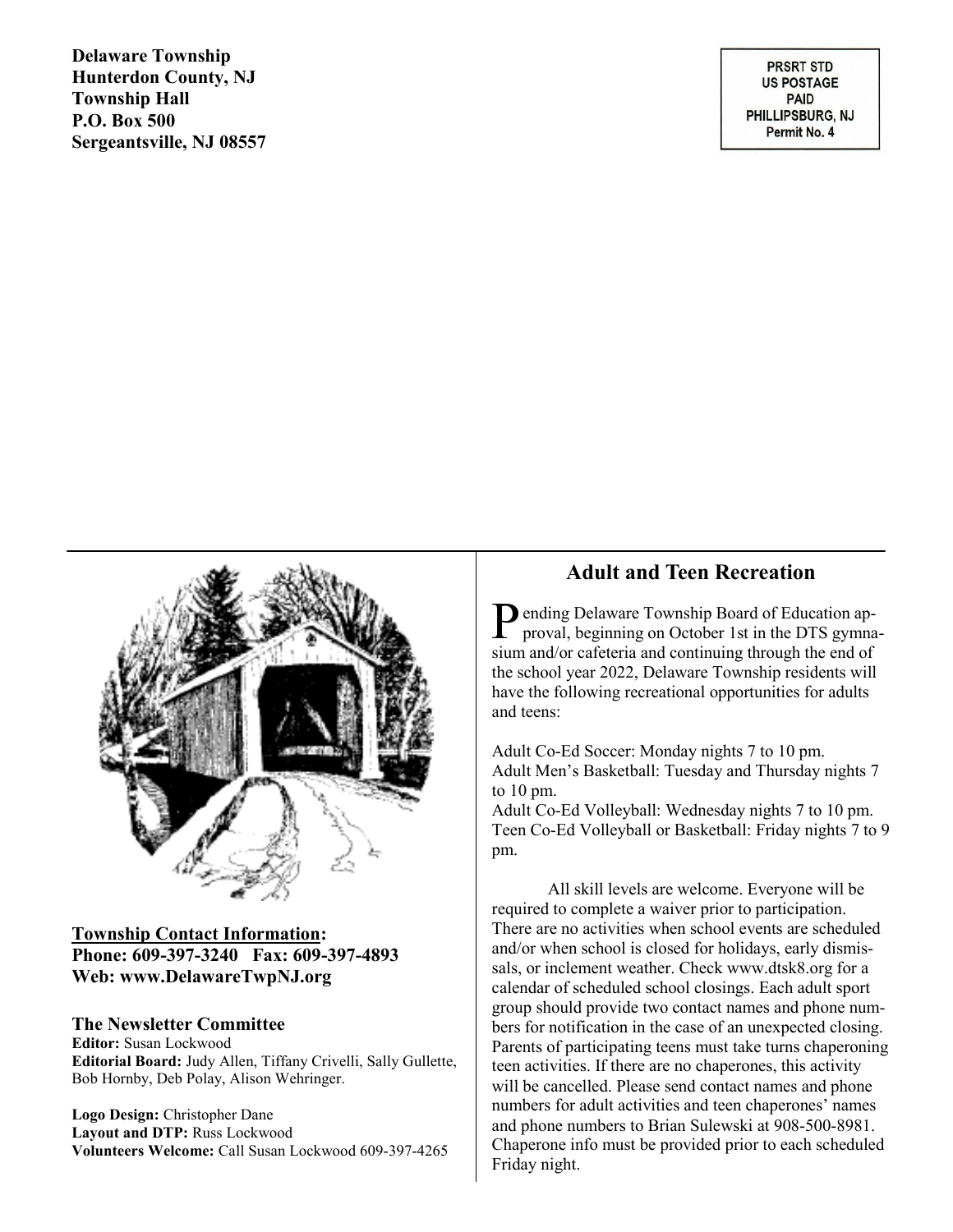**Delaware Township**
**Hunterdon County, NJ**
**Township Hall**
**P.O. Box 500**
**Sergeantsville, NJ 08557**

PRSRT STD
US POSTAGE
PAID
PHILLIPSBURG, NJ
Permit No. 4

**Township Contact Information:**
**Phone: 609-397-3240 Fax: 609-397-4893**
**Web: www.DelawareTwpNJ.org**

**The Newsletter Committee**
**Editor:** Susan Lockwood
**Editorial Board:** Judy Allen, Tiffany Crivelli, Sally Gullette, Bob Hornby, Deb Polay, Alison Wehringer.

**Logo Design:** Christopher Dane
**Layout and DTP:** Russ Lockwood
**Volunteers Welcome:** Call Susan Lockwood 609-397-4265

## Adult and Teen Recreation

Pending Delaware Township Board of Education approval, beginning on October 1st in the DTS gymnasium and/or cafeteria and continuing through the end of the school year 2022, Delaware Township residents will have the following recreational opportunities for adults and teens:

Adult Co-Ed Soccer: Monday nights 7 to 10 pm.
Adult Men's Basketball: Tuesday and Thursday nights 7 to 10 pm.
Adult Co-Ed Volleyball: Wednesday nights 7 to 10 pm.
Teen Co-Ed Volleyball or Basketball: Friday nights 7 to 9 pm.

All skill levels are welcome. Everyone will be required to complete a waiver prior to participation. There are no activities when school events are scheduled and/or when school is closed for holidays, early dismissals, or inclement weather. Check www.dtsk8.org for a calendar of scheduled school closings. Each adult sport group should provide two contact names and phone numbers for notification in the case of an unexpected closing. Parents of participating teens must take turns chaperoning teen activities. If there are no chaperones, this activity will be cancelled. Please send contact names and phone numbers for adult activities and teen chaperones' names and phone numbers to Brian Sulewski at 908-500-8981. Chaperone info must be provided prior to each scheduled Friday night.